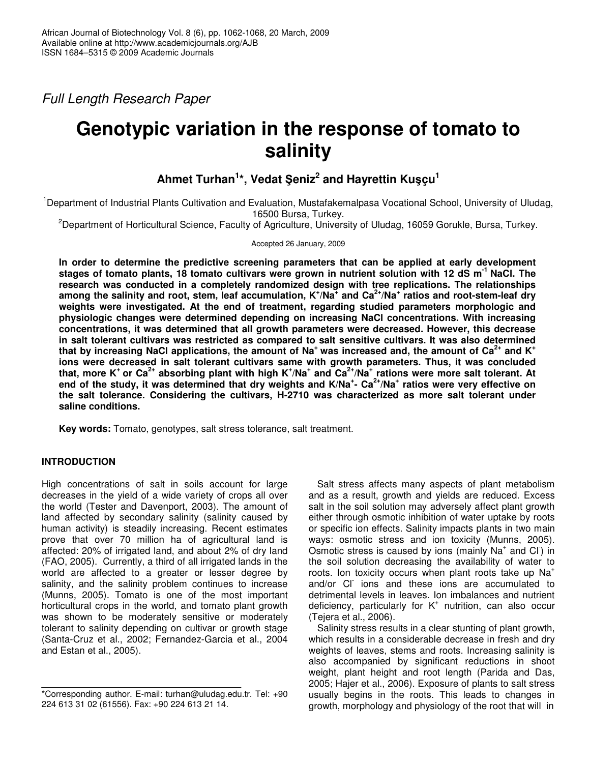*Full Length Research Paper*

# Genotypic variation in the response of tomato to salinity

**Ahmet Turhan[1]\*, Vedat Şeniz[2] and Hayrettin Kuşçu[1]**

[1]Department of Industrial Plants Cultivation and Evaluation, Mustafakemalpasa Vocational School, University of Uludag, 16500 Bursa, Turkey.

[2]Department of Horticultural Science, Faculty of Agriculture, University of Uludag, 16059 Gorukle, Bursa, Turkey.

Accepted 26 January, 2009

**In order to determine the predictive screening parameters that can be applied at early development stages of tomato plants, 18 tomato cultivars were grown in nutrient solution with 12 dS $m^{-1}$ NaCl. The research was conducted in a completely randomized design with tree replications. The relationships among the salinity and root, stem, leaf accumulation, $K^{+}/Na^{+}$ and $Ca^{2+}/Na^{+}$ ratios and root-stem-leaf dry weights were investigated. At the end of treatment, regarding studied parameters morphologic and physiologic changes were determined depending on increasing NaCl concentrations. With increasing concentrations, it was determined that all growth parameters were decreased. However, this decrease in salt tolerant cultivars was restricted as compared to salt sensitive cultivars. It was also determined that by increasing NaCl applications, the amount of $Na^{+}$ was increased and, the amount of $Ca^{2+}$ and $K^{+}$ ions were decreased in salt tolerant cultivars same with growth parameters. Thus, it was concluded that, more $K^{+}$ or $Ca^{2+}$ absorbing plant with high $K^{+}/Na^{+}$ and $Ca^{2+}/Na^{+}$ rations were more salt tolerant. At end of the study, it was determined that dry weights and $K/Na^{+}$- $Ca^{2+}/Na^{+}$ ratios were very effective on the salt tolerance. Considering the cultivars, H-2710 was characterized as more salt tolerant under saline conditions.**

**Key words:** Tomato, genotypes, salt stress tolerance, salt treatment.

## INTRODUCTION

High concentrations of salt in soils account for large decreases in the yield of a wide variety of crops all over the world (Tester and Davenport, 2003). The amount of land affected by secondary salinity (salinity caused by human activity) is steadily increasing. Recent estimates prove that over 70 million ha of agricultural land is affected: 20% of irrigated land, and about 2% of dry land (FAO, 2005). Currently, a third of all irrigated lands in the world are affected to a greater or lesser degree by salinity, and the salinity problem continues to increase (Munns, 2005). Tomato is one of the most important horticultural crops in the world, and tomato plant growth was shown to be moderately sensitive or moderately tolerant to salinity depending on cultivar or growth stage (Santa-Cruz et al., 2002; Fernandez-Garcia et al., 2004 and Estan et al., 2005).

Salt stress affects many aspects of plant metabolism and as a result, growth and yields are reduced. Excess salt in the soil solution may adversely affect plant growth either through osmotic inhibition of water uptake by roots or specific ion effects. Salinity impacts plants in two main ways: osmotic stress and ion toxicity (Munns, 2005). Osmotic stress is caused by ions (mainly $Na^{+}$ and $Cl^{-}$) in the soil solution decreasing the availability of water to roots. Ion toxicity occurs when plant roots take up $Na^{+}$ and/or $Cl^{-}$ ions and these ions are accumulated to detrimental levels in leaves. Ion imbalances and nutrient deficiency, particularly for $K^{+}$ nutrition, can also occur (Tejera et al., 2006).

Salinity stress results in a clear stunting of plant growth, which results in a considerable decrease in fresh and dry weights of leaves, stems and roots. Increasing salinity is also accompanied by significant reductions in shoot weight, plant height and root length (Parida and Das, 2005; Hajer et al., 2006). Exposure of plants to salt stress usually begins in the roots. This leads to changes in growth, morphology and physiology of the root that will in

\*Corresponding author. E-mail: turhan@uludag.edu.tr. Tel: +90 224 613 31 02 (61556). Fax: +90 224 613 21 14.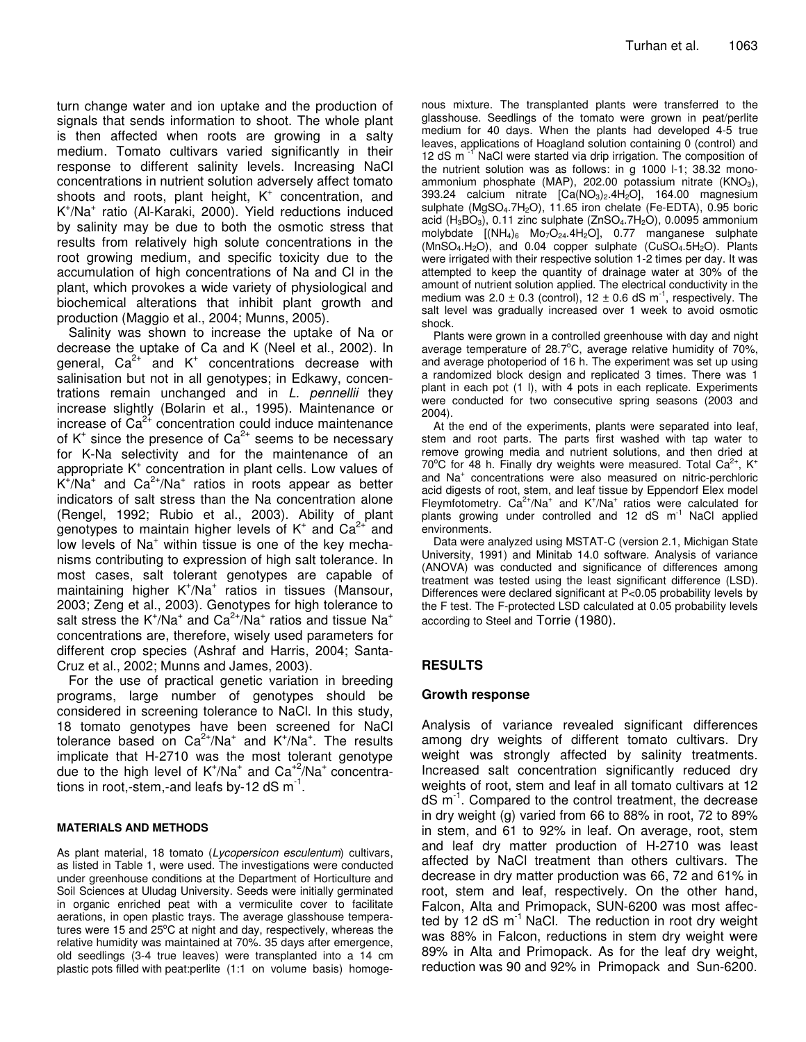turn change water and ion uptake and the production of signals that sends information to shoot. The whole plant is then affected when roots are growing in a salty medium. Tomato cultivars varied significantly in their response to different salinity levels. Increasing NaCl concentrations in nutrient solution adversely affect tomato shoots and roots, plant height, $K^+$ concentration, and $K^+/Na^+$ ratio (Al-Karaki, 2000). Yield reductions induced by salinity may be due to both the osmotic stress that results from relatively high solute concentrations in the root growing medium, and specific toxicity due to the accumulation of high concentrations of Na and Cl in the plant, which provokes a wide variety of physiological and biochemical alterations that inhibit plant growth and production (Maggio et al., 2004; Munns, 2005).

Salinity was shown to increase the uptake of Na or decrease the uptake of Ca and K (Neel et al., 2002). In general, $Ca^{2+}$ and $K^+$ concentrations decrease with salinisation but not in all genotypes; in Edkawy, concentrations remain unchanged and in *L. pennellii* they increase slightly (Bolarin et al., 1995). Maintenance or increase of $Ca^{2+}$ concentration could induce maintenance of $K^+$ since the presence of $Ca^{2+}$ seems to be necessary for K-Na selectivity and for the maintenance of an appropriate $K^+$ concentration in plant cells. Low values of $K^+/Na^+$ and $Ca^{2+}/Na^+$ ratios in roots appear as better indicators of salt stress than the Na concentration alone (Rengel, 1992; Rubio et al., 2003). Ability of plant genotypes to maintain higher levels of $K^+$ and $Ca^{2+}$ and low levels of $Na^+$ within tissue is one of the key mechanisms contributing to expression of high salt tolerance. In most cases, salt tolerant genotypes are capable of maintaining higher $K^+/Na^+$ ratios in tissues (Mansour, 2003; Zeng et al., 2003). Genotypes for high tolerance to salt stress the $K^+/Na^+$ and $Ca^{2+}/Na^+$ ratios and tissue $Na^+$ concentrations are, therefore, wisely used parameters for different crop species (Ashraf and Harris, 2004; Santa-Cruz et al., 2002; Munns and James, 2003).

For the use of practical genetic variation in breeding programs, large number of genotypes should be considered in screening tolerance to NaCl. In this study, 18 tomato genotypes have been screened for NaCl tolerance based on $Ca^{2+}/Na^+$ and $K^+/Na^+$. The results implicate that H-2710 was the most tolerant genotype due to the high level of $K^+/Na^+$ and $Ca^{+2}/Na^+$ concentrations in root,-stem,-and leafs by-12 dS $m^{-1}$.

## MATERIALS AND METHODS

As plant material, 18 tomato (*Lycopersicon esculentum*) cultivars, as listed in Table 1, were used. The investigations were conducted under greenhouse conditions at the Department of Horticulture and Soil Sciences at Uludag University. Seeds were initially germinated in organic enriched peat with a vermiculite cover to facilitate aerations, in open plastic trays. The average glasshouse temperatures were 15 and 25°C at night and day, respectively, whereas the relative humidity was maintained at 70%. 35 days after emergence, old seedlings (3-4 true leaves) were transplanted into a 14 cm plastic pots filled with peat:perlite (1:1 on volume basis) homogenous mixture. The transplanted plants were transferred to the glasshouse. Seedlings of the tomato were grown in peat/perlite medium for 40 days. When the plants had developed 4-5 true leaves, applications of Hoagland solution containing 0 (control) and 12 dS $m^{-1}$ NaCl were started via drip irrigation. The composition of the nutrient solution was as follows: in g 1000 l-1; 38.32 monoammonium phosphate (MAP), 202.00 potassium nitrate ($KNO_3$), 393.24 calcium nitrate [$Ca(NO_3)_2.4H_2O$], 164.00 magnesium sulphate ($MgSO_4.7H_2O$), 11.65 iron chelate (Fe-EDTA), 0.95 boric acid ($H_3BO_3$), 0.11 zinc sulphate ($ZnSO_4.7H_2O$), 0.0095 ammonium molybdate [$(NH_4)_6$ $Mo_7O_{24}.4H_2O$], 0.77 manganese sulphate ($MnSO_4.H_2O$), and 0.04 copper sulphate ($CuSO_4.5H_2O$). Plants were irrigated with their respective solution 1-2 times per day. It was attempted to keep the quantity of drainage water at 30% of the amount of nutrient solution applied. The electrical conductivity in the medium was 2.0 ± 0.3 (control), 12 ± 0.6 dS $m^{-1}$, respectively. The salt level was gradually increased over 1 week to avoid osmotic shock.

Plants were grown in a controlled greenhouse with day and night average temperature of 28.7°C, average relative humidity of 70%, and average photoperiod of 16 h. The experiment was set up using a randomized block design and replicated 3 times. There was 1 plant in each pot (1 l), with 4 pots in each replicate. Experiments were conducted for two consecutive spring seasons (2003 and 2004).

At the end of the experiments, plants were separated into leaf, stem and root parts. The parts first washed with tap water to remove growing media and nutrient solutions, and then dried at 70°C for 48 h. Finally dry weights were measured. Total $Ca^{2+}$, $K^+$ and $Na^+$ concentrations were also measured on nitric-perchloric acid digests of root, stem, and leaf tissue by Eppendorf Elex model Fleymfotometry. $Ca^{2+}/Na^+$ and $K^+/Na^+$ ratios were calculated for plants growing under controlled and 12 dS $m^{-1}$ NaCl applied environments.

Data were analyzed using MSTAT-C (version 2.1, Michigan State University, 1991) and Minitab 14.0 software. Analysis of variance (ANOVA) was conducted and significance of differences among treatment was tested using the least significant difference (LSD). Differences were declared significant at $P<0.05$ probability levels by the F test. The F-protected LSD calculated at 0.05 probability levels according to Steel and Torrie (1980).

## RESULTS

### Growth response

Analysis of variance revealed significant differences among dry weights of different tomato cultivars. Dry weight was strongly affected by salinity treatments. Increased salt concentration significantly reduced dry weights of root, stem and leaf in all tomato cultivars at 12 dS $m^{-1}$. Compared to the control treatment, the decrease in dry weight (g) varied from 66 to 88% in root, 72 to 89% in stem, and 61 to 92% in leaf. On average, root, stem and leaf dry matter production of H-2710 was least affected by NaCl treatment than others cultivars. The decrease in dry matter production was 66, 72 and 61% in root, stem and leaf, respectively. On the other hand, Falcon, Alta and Primopack, SUN-6200 was most affected by 12 dS $m^{-1}$ NaCl. The reduction in root dry weight was 88% in Falcon, reductions in stem dry weight were 89% in Alta and Primopack. As for the leaf dry weight, reduction was 90 and 92% in Primopack and Sun-6200.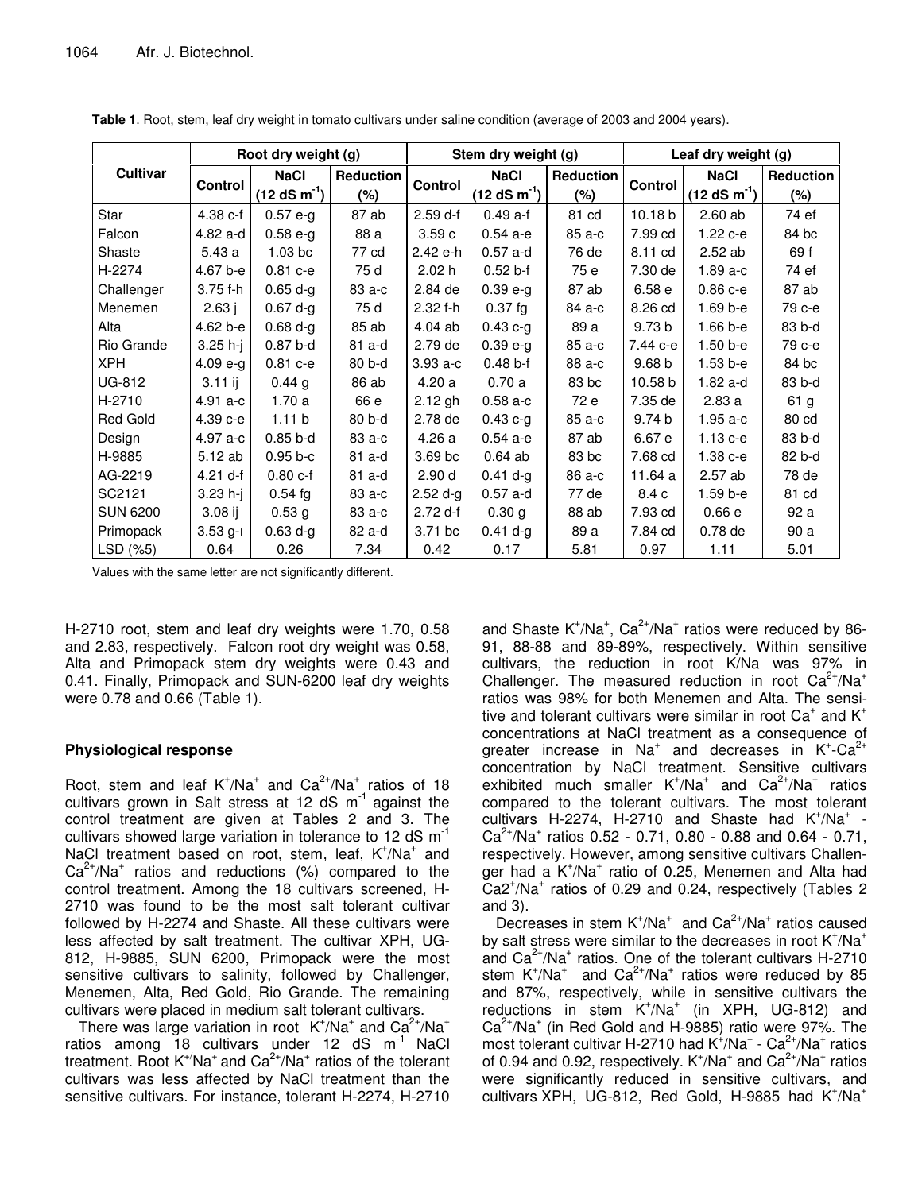**Table 1**. Root, stem, leaf dry weight in tomato cultivars under saline condition (average of 2003 and 2004 years).

| Cultivar | Root dry weight (g) | | | Stem dry weight (g) | | | Leaf dry weight (g) | | |
|---|---|---|---|---|---|---|---|---|---|
| | Control | NaCl ($12\ dS\ m^{-1}$) | Reduction (%) | Control | NaCl ($12\ dS\ m^{-1}$) | Reduction (%) | Control | NaCl ($12\ dS\ m^{-1}$) | Reduction (%) |
| Star | 4.38 c-f | 0.57 e-g | 87 ab | 2.59 d-f | 0.49 a-f | 81 cd | 10.18 b | 2.60 ab | 74 ef |
| Falcon | 4.82 a-d | 0.58 e-g | 88 a | 3.59 c | 0.54 a-e | 85 a-c | 7.99 cd | 1.22 c-e | 84 bc |
| Shaste | 5.43 a | 1.03 bc | 77 cd | 2.42 e-h | 0.57 a-d | 76 de | 8.11 cd | 2.52 ab | 69 f |
| H-2274 | 4.67 b-e | 0.81 c-e | 75 d | 2.02 h | 0.52 b-f | 75 e | 7.30 de | 1.89 a-c | 74 ef |
| Challenger | 3.75 f-h | 0.65 d-g | 83 a-c | 2.84 de | 0.39 e-g | 87 ab | 6.58 e | 0.86 c-e | 87 ab |
| Menemen | 2.63 j | 0.67 d-g | 75 d | 2.32 f-h | 0.37 fg | 84 a-c | 8.26 cd | 1.69 b-e | 79 c-e |
| Alta | 4.62 b-e | 0.68 d-g | 85 ab | 4.04 ab | 0.43 c-g | 89 a | 9.73 b | 1.66 b-e | 83 b-d |
| Rio Grande | 3.25 h-j | 0.87 b-d | 81 a-d | 2.79 de | 0.39 e-g | 85 a-c | 7.44 c-e | 1.50 b-e | 79 c-e |
| XPH | 4.09 e-g | 0.81 c-e | 80 b-d | 3.93 a-c | 0.48 b-f | 88 a-c | 9.68 b | 1.53 b-e | 84 bc |
| UG-812 | 3.11 ij | 0.44 g | 86 ab | 4.20 a | 0.70 a | 83 bc | 10.58 b | 1.82 a-d | 83 b-d |
| H-2710 | 4.91 a-c | 1.70 a | 66 e | 2.12 gh | 0.58 a-c | 72 e | 7.35 de | 2.83 a | 61 g |
| Red Gold | 4.39 c-e | 1.11 b | 80 b-d | 2.78 de | 0.43 c-g | 85 a-c | 9.74 b | 1.95 a-c | 80 cd |
| Design | 4.97 a-c | 0.85 b-d | 83 a-c | 4.26 a | 0.54 a-e | 87 ab | 6.67 e | 1.13 c-e | 83 b-d |
| H-9885 | 5.12 ab | 0.95 b-c | 81 a-d | 3.69 bc | 0.64 ab | 83 bc | 7.68 cd | 1.38 c-e | 82 b-d |
| AG-2219 | 4.21 d-f | 0.80 c-f | 81 a-d | 2.90 d | 0.41 d-g | 86 a-c | 11.64 a | 2.57 ab | 78 de |
| SC2121 | 3.23 h-j | 0.54 fg | 83 a-c | 2.52 d-g | 0.57 a-d | 77 de | 8.4 c | 1.59 b-e | 81 cd |
| SUN 6200 | 3.08 ij | 0.53 g | 83 a-c | 2.72 d-f | 0.30 g | 88 ab | 7.93 cd | 0.66 e | 92 a |
| Primopack | 3.53 g-ı | 0.63 d-g | 82 a-d | 3.71 bc | 0.41 d-g | 89 a | 7.84 cd | 0.78 de | 90 a |
| LSD (%5) | 0.64 | 0.26 | 7.34 | 0.42 | 0.17 | 5.81 | 0.97 | 1.11 | 5.01 |

Values with the same letter are not significantly different.

H-2710 root, stem and leaf dry weights were 1.70, 0.58 and 2.83, respectively. Falcon root dry weight was 0.58, Alta and Primopack stem dry weights were 0.43 and 0.41. Finally, Primopack and SUN-6200 leaf dry weights were 0.78 and 0.66 (Table 1).

## Physiological response

Root, stem and leaf $K^+/Na^+$ and $Ca^{2+}/Na^+$ ratios of 18 cultivars grown in Salt stress at 12 $dS\ m^{-1}$ against the control treatment are given at Tables 2 and 3. The cultivars showed large variation in tolerance to 12 $dS\ m^{-1}$ NaCl treatment based on root, stem, leaf, $K^+/Na^+$ and $Ca^{2+}/Na^+$ ratios and reductions (%) compared to the control treatment. Among the 18 cultivars screened, H-2710 was found to be the most salt tolerant cultivar followed by H-2274 and Shaste. All these cultivars were less affected by salt treatment. The cultivar XPH, UG-812, H-9885, SUN 6200, Primopack were the most sensitive cultivars to salinity, followed by Challenger, Menemen, Alta, Red Gold, Rio Grande. The remaining cultivars were placed in medium salt tolerant cultivars.

There was large variation in root $K^+/Na^+$ and $Ca^{2+}/Na^+$ ratios among 18 cultivars under 12 $dS\ m^{-1}$ NaCl treatment. Root $K^+/Na^+$ and $Ca^{2+}/Na^+$ ratios of the tolerant cultivars was less affected by NaCl treatment than the sensitive cultivars. For instance, tolerant H-2274, H-2710 and Shaste $K^+/Na^+$, $Ca^{2+}/Na^+$ ratios were reduced by 86-91, 88-88 and 89-89%, respectively. Within sensitive cultivars, the reduction in root K/Na was 97% in Challenger. The measured reduction in root $Ca^{2+}/Na^+$ ratios was 98% for both Menemen and Alta. The sensitive and tolerant cultivars were similar in root $Ca^+$ and $K^+$ concentrations at NaCl treatment as a consequence of greater increase in $Na^+$ and decreases in $K^+$-$Ca^{2+}$ concentration by NaCl treatment. Sensitive cultivars exhibited much smaller $K^+/Na^+$ and $Ca^{2+}/Na^+$ ratios compared to the tolerant cultivars. The most tolerant cultivars H-2274, H-2710 and Shaste had $K^+/Na^+$ - $Ca^{2+}/Na^+$ ratios 0.52 - 0.71, 0.80 - 0.88 and 0.64 - 0.71, respectively. However, among sensitive cultivars Challenger had a $K^+/Na^+$ ratio of 0.25, Menemen and Alta had $Ca2^+/Na^+$ ratios of 0.29 and 0.24, respectively (Tables 2 and 3).

Decreases in stem $K^+/Na^+$ and $Ca^{2+}/Na^+$ ratios caused by salt stress were similar to the decreases in root $K^+/Na^+$ and $Ca^{2+}/Na^+$ ratios. One of the tolerant cultivars H-2710 stem $K^+/Na^+$ and $Ca^{2+}/Na^+$ ratios were reduced by 85 and 87%, respectively, while in sensitive cultivars the reductions in stem $K^+/Na^+$ (in XPH, UG-812) and $Ca^{2+}/Na^+$ (in Red Gold and H-9885) ratio were 97%. The most tolerant cultivar H-2710 had $K^+/Na^+$ - $Ca^{2+}/Na^+$ ratios of 0.94 and 0.92, respectively. $K^+/Na^+$ and $Ca^{2+}/Na^+$ ratios were significantly reduced in sensitive cultivars, and cultivars XPH, UG-812, Red Gold, H-9885 had $K^+/Na^+$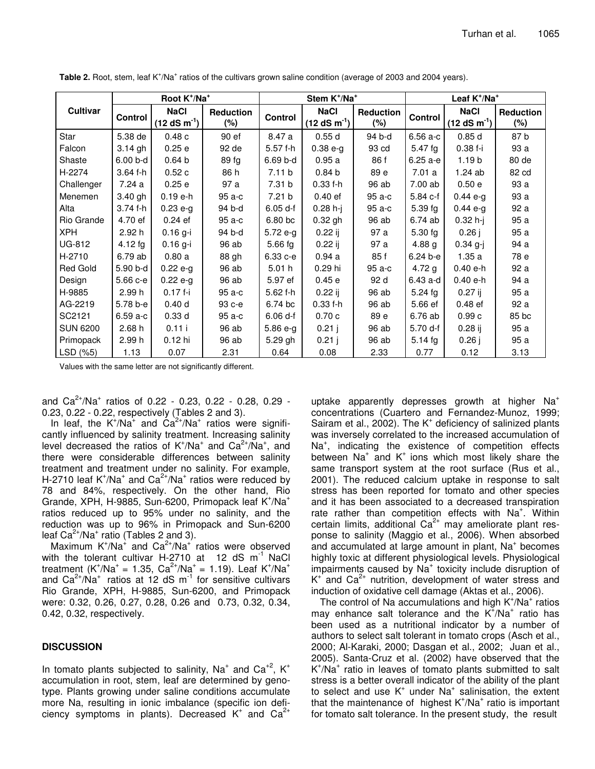**Table 2.** Root, stem, leaf $K^+/Na^+$ ratios of the cultivars grown saline condition (average of 2003 and 2004 years).

| Cultivar | Root $K^+/Na^+$ | | | Stem $K^+/Na^+$ | | | Leaf $K^+/Na^+$ | | |
|---|---|---|---|---|---|---|---|---|---|
| | Control | NaCl (12 dS $m^{-1}$) | Reduction (%) | Control | NaCl (12 dS $m^{-1}$) | Reduction (%) | Control | NaCl (12 dS $m^{-1}$) | Reduction (%) |
| Star | 5.38 de | 0.48 c | 90 ef | 8.47 a | 0.55 d | 94 b-d | 6.56 a-c | 0.85 d | 87 b |
| Falcon | 3.14 gh | 0.25 e | 92 de | 5.57 f-h | 0.38 e-g | 93 cd | 5.47 fg | 0.38 f-i | 93 a |
| Shaste | 6.00 b-d | 0.64 b | 89 fg | 6.69 b-d | 0.95 a | 86 f | 6.25 a-e | 1.19 b | 80 de |
| H-2274 | 3.64 f-h | 0.52 c | 86 h | 7.11 b | 0.84 b | 89 e | 7.01 a | 1.24 ab | 82 cd |
| Challenger | 7.24 a | 0.25 e | 97 a | 7.31 b | 0.33 f-h | 96 ab | 7.00 ab | 0.50 e | 93 a |
| Menemen | 3.40 gh | 0.19 e-h | 95 a-c | 7.21 b | 0.40 ef | 95 a-c | 5.84 c-f | 0.44 e-g | 93 a |
| Alta | 3.74 f-h | 0.23 e-g | 94 b-d | 6.05 d-f | 0.28 h-j | 95 a-c | 5.39 fg | 0.44 e-g | 92 a |
| Rio Grande | 4.70 ef | 0.24 ef | 95 a-c | 6.80 bc | 0.32 gh | 96 ab | 6.74 ab | 0.32 h-j | 95 a |
| XPH | 2.92 h | 0.16 g-i | 94 b-d | 5.72 e-g | 0.22 ij | 97 a | 5.30 fg | 0.26 j | 95 a |
| UG-812 | 4.12 fg | 0.16 g-i | 96 ab | 5.66 fg | 0.22 ij | 97 a | 4.88 g | 0.34 g-j | 94 a |
| H-2710 | 6.79 ab | 0.80 a | 88 gh | 6.33 c-e | 0.94 a | 85 f | 6.24 b-e | 1.35 a | 78 e |
| Red Gold | 5.90 b-d | 0.22 e-g | 96 ab | 5.01 h | 0.29 hi | 95 a-c | 4.72 g | 0.40 e-h | 92 a |
| Design | 5.66 c-e | 0.22 e-g | 96 ab | 5.97 ef | 0.45 e | 92 d | 6.43 a-d | 0.40 e-h | 94 a |
| H-9885 | 2.99 h | 0.17 f-i | 95 a-c | 5.62 f-h | 0.22 ij | 96 ab | 5.24 fg | 0.27 ij | 95 a |
| AG-2219 | 5.78 b-e | 0.40 d | 93 c-e | 6.74 bc | 0.33 f-h | 96 ab | 5.66 ef | 0.48 ef | 92 a |
| SC2121 | 6.59 a-c | 0.33 d | 95 a-c | 6.06 d-f | 0.70 c | 89 e | 6.76 ab | 0.99 c | 85 bc |
| SUN 6200 | 2.68 h | 0.11 i | 96 ab | 5.86 e-g | 0.21 j | 96 ab | 5.70 d-f | 0.28 ij | 95 a |
| Primopack | 2.99 h | 0.12 hi | 96 ab | 5.29 gh | 0.21 j | 96 ab | 5.14 fg | 0.26 j | 95 a |
| LSD (%5) | 1.13 | 0.07 | 2.31 | 0.64 | 0.08 | 2.33 | 0.77 | 0.12 | 3.13 |

Values with the same letter are not significantly different.

and $Ca^{2+}/Na^+$ ratios of 0.22 - 0.23, 0.22 - 0.28, 0.29 - 0.23, 0.22 - 0.22, respectively (Tables 2 and 3).

In leaf, the $K^+/Na^+$ and $Ca^{2+}/Na^+$ ratios were significantly influenced by salinity treatment. Increasing salinity level decreased the ratios of $K^+/Na^+$ and $Ca^{2+}/Na^+$, and there were considerable differences between salinity treatment and treatment under no salinity. For example, H-2710 leaf $K^+/Na^+$ and $Ca^{2+}/Na^+$ ratios were reduced by 78 and 84%, respectively. On the other hand, Rio Grande, XPH, H-9885, Sun-6200, Primopack leaf $K^+/Na^+$ ratios reduced up to 95% under no salinity, and the reduction was up to 96% in Primopack and Sun-6200 leaf $Ca^{2+}/Na^+$ ratio (Tables 2 and 3).

Maximum $K^+/Na^+$ and $Ca^{2+}/Na^+$ ratios were observed with the tolerant cultivar H-2710 at 12 dS $m^{-1}$ NaCl treatment ($K^+/Na^+$ = 1.35, $Ca^{2+}/Na^+$ = 1.19). Leaf $K^+/Na^+$ and $Ca^{2+}/Na^+$ ratios at 12 dS $m^{-1}$ for sensitive cultivars Rio Grande, XPH, H-9885, Sun-6200, and Primopack were: 0.32, 0.26, 0.27, 0.28, 0.26 and 0.73, 0.32, 0.34, 0.42, 0.32, respectively.

## DISCUSSION

In tomato plants subjected to salinity, $Na^+$ and $Ca^{+2}$, $K^+$ accumulation in root, stem, leaf are determined by genotype. Plants growing under saline conditions accumulate more Na, resulting in ionic imbalance (specific ion deficiency symptoms in plants). Decreased $K^+$ and $Ca^{2+}$ uptake apparently depresses growth at higher $Na^+$ concentrations (Cuartero and Fernandez-Munoz, 1999; Sairam et al., 2002). The $K^+$ deficiency of salinized plants was inversely correlated to the increased accumulation of $Na^+$, indicating the existence of competition effects between $Na^+$ and $K^+$ ions which most likely share the same transport system at the root surface (Rus et al., 2001). The reduced calcium uptake in response to salt stress has been reported for tomato and other species and it has been associated to a decreased transpiration rate rather than competition effects with $Na^+$. Within certain limits, additional $Ca^{2+}$ may ameliorate plant response to salinity (Maggio et al., 2006). When absorbed and accumulated at large amount in plant, $Na^+$ becomes highly toxic at different physiological levels. Physiological impairments caused by $Na^+$ toxicity include disruption of $K^+$ and $Ca^{2+}$ nutrition, development of water stress and induction of oxidative cell damage (Aktas et al., 2006).

The control of Na accumulations and high $K^+/Na^+$ ratios may enhance salt tolerance and the $K^+/Na^+$ ratio has been used as a nutritional indicator by a number of authors to select salt tolerant in tomato crops (Asch et al., 2000; Al-Karaki, 2000; Dasgan et al., 2002; Juan et al., 2005). Santa-Cruz et al. (2002) have observed that the $K^+/Na^+$ ratio in leaves of tomato plants submitted to salt stress is a better overall indicator of the ability of the plant to select and use $K^+$ under $Na^+$ salinisation, the extent that the maintenance of highest $K^+/Na^+$ ratio is important for tomato salt tolerance. In the present study, the result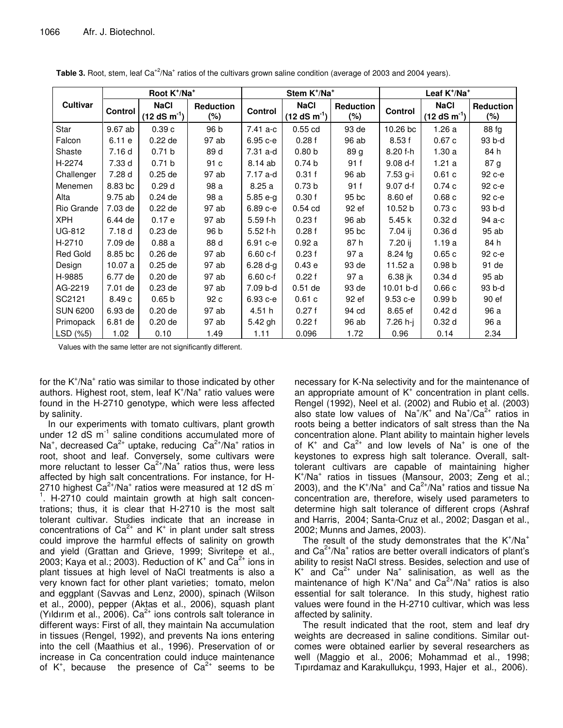**Table 3.** Root, stem, leaf $Ca^{+2}/Na^{+}$ ratios of the cultivars grown saline condition (average of 2003 and 2004 years).

| Cultivar | Root $K^+/Na^+$ | | | Stem $K^+/Na^+$ | | | Leaf $K^+/Na^+$ | | |
|---|---|---|---|---|---|---|---|---|---|
| | Control | NaCl (12 dS $m^{-1}$) | Reduction (%) | Control | NaCl (12 dS $m^{-1}$) | Reduction (%) | Control | NaCl (12 dS $m^{-1}$) | Reduction (%) |
| Star | 9.67 ab | 0.39 c | 96 b | 7.41 a-c | 0.55 cd | 93 de | 10.26 bc | 1.26 a | 88 fg |
| Falcon | 6.11 e | 0.22 de | 97 ab | 6.95 c-e | 0.28 f | 96 ab | 8.53 f | 0.67 c | 93 b-d |
| Shaste | 7.16 d | 0.71 b | 89 d | 7.31 a-d | 0.80 b | 89 g | 8.20 f-h | 1.30 a | 84 h |
| H-2274 | 7.33 d | 0.71 b | 91 c | 8.14 ab | 0.74 b | 91 f | 9.08 d-f | 1.21 a | 87 g |
| Challenger | 7.28 d | 0.25 de | 97 ab | 7.17 a-d | 0.31 f | 96 ab | 7.53 g-i | 0.61 c | 92 c-e |
| Menemen | 8.83 bc | 0.29 d | 98 a | 8.25 a | 0.73 b | 91 f | 9.07 d-f | 0.74 c | 92 c-e |
| Alta | 9.75 ab | 0.24 de | 98 a | 5.85 e-g | 0.30 f | 95 bc | 8.60 ef | 0.68 c | 92 c-e |
| Rio Grande | 7.03 de | 0.22 de | 97 ab | 6.89 c-e | 0.54 cd | 92 ef | 10.52 b | 0.73 c | 93 b-d |
| XPH | 6.44 de | 0.17 e | 97 ab | 5.59 f-h | 0.23 f | 96 ab | 5.45 k | 0.32 d | 94 a-c |
| UG-812 | 7.18 d | 0.23 de | 96 b | 5.52 f-h | 0.28 f | 95 bc | 7.04 ij | 0.36 d | 95 ab |
| H-2710 | 7.09 de | 0.88 a | 88 d | 6.91 c-e | 0.92 a | 87 h | 7.20 ij | 1.19 a | 84 h |
| Red Gold | 8.85 bc | 0.26 de | 97 ab | 6.60 c-f | 0.23 f | 97 a | 8.24 fg | 0.65 c | 92 c-e |
| Design | 10.07 a | 0.25 de | 97 ab | 6.28 d-g | 0.43 e | 93 de | 11.52 a | 0.98 b | 91 de |
| H-9885 | 6.77 de | 0.20 de | 97 ab | 6.60 c-f | 0.22 f | 97 a | 6.38 jk | 0.34 d | 95 ab |
| AG-2219 | 7.01 de | 0.23 de | 97 ab | 7.09 b-d | 0.51 de | 93 de | 10.01 b-d | 0.66 c | 93 b-d |
| SC2121 | 8.49 c | 0.65 b | 92 c | 6.93 c-e | 0.61 c | 92 ef | 9.53 c-e | 0.99 b | 90 ef |
| SUN 6200 | 6.93 de | 0.20 de | 97 ab | 4.51 h | 0.27 f | 94 cd | 8.65 ef | 0.42 d | 96 a |
| Primopack | 6.81 de | 0.20 de | 97 ab | 5.42 gh | 0.22 f | 96 ab | 7.26 h-j | 0.32 d | 96 a |
| LSD (%5) | 1.02 | 0.10 | 1.49 | 1.11 | 0.096 | 1.72 | 0.96 | 0.14 | 2.34 |

Values with the same letter are not significantly different.

for the $K^+/Na^+$ ratio was similar to those indicated by other authors. Highest root, stem, leaf $K^+/Na^+$ ratio values were found in the H-2710 genotype, which were less affected by salinity.

In our experiments with tomato cultivars, plant growth under 12 dS $m^{-1}$ saline conditions accumulated more of $Na^+$, decreased $Ca^{2+}$ uptake, reducing $Ca^{2+}/Na^+$ ratios in root, shoot and leaf. Conversely, some cultivars were more reluctant to lesser $Ca^{2+}/Na^+$ ratios thus, were less affected by high salt concentrations. For instance, for H-2710 highest $Ca^{2+}/Na^+$ ratios were measured at 12 dS $m^{-1}$. H-2710 could maintain growth at high salt concentrations; thus, it is clear that H-2710 is the most salt tolerant cultivar. Studies indicate that an increase in concentrations of $Ca^{2+}$ and $K^+$ in plant under salt stress could improve the harmful effects of salinity on growth and yield (Grattan and Grieve, 1999; Sivritepe et al., 2003; Kaya et al.; 2003). Reduction of $K^+$ and $Ca^{2+}$ ions in plant tissues at high level of NaCl treatments is also a very known fact for other plant varieties; tomato, melon and eggplant (Savvas and Lenz, 2000), spinach (Wilson et al., 2000), pepper (Aktas et al., 2006), squash plant (Yıldırım et al., 2006). $Ca^{2+}$ ions controls salt tolerance in different ways: First of all, they maintain Na accumulation in tissues (Rengel, 1992), and prevents Na ions entering into the cell (Maathius et al., 1996). Preservation of or increase in Ca concentration could induce maintenance of $K^+$, because the presence of $Ca^{2+}$ seems to be necessary for K-Na selectivity and for the maintenance of an appropriate amount of $K^+$ concentration in plant cells. Rengel (1992), Neel et al. (2002) and Rubio et al. (2003) also state low values of $Na^+/K^+$ and $Na^+/Ca^{2+}$ ratios in roots being a better indicators of salt stress than the Na concentration alone. Plant ability to maintain higher levels of $K^+$ and $Ca^{2+}$ and low levels of $Na^+$ is one of the keystones to express high salt tolerance. Overall, salt-tolerant cultivars are capable of maintaining higher $K^+/Na^+$ ratios in tissues (Mansour, 2003; Zeng et al.; 2003), and the $K^+/Na^+$ and $Ca^{2+}/Na^+$ ratios and tissue Na concentration are, therefore, wisely used parameters to determine high salt tolerance of different crops (Ashraf and Harris, 2004; Santa-Cruz et al., 2002; Dasgan et al., 2002; Munns and James, 2003).

The result of the study demonstrates that the $K^+/Na^+$ and $Ca^{2+}/Na^+$ ratios are better overall indicators of plant's ability to resist NaCl stress. Besides, selection and use of $K^+$ and $Ca^{2+}$ under $Na^+$ salinisation, as well as the maintenance of high $K^+/Na^+$ and $Ca^{2+}/Na^+$ ratios is also essential for salt tolerance. In this study, highest ratio values were found in the H-2710 cultivar, which was less affected by salinity.

The result indicated that the root, stem and leaf dry weights are decreased in saline conditions. Similar outcomes were obtained earlier by several researchers as well (Maggio et al., 2006; Mohammad et al., 1998; Tıpırdamaz and Karakullukçu, 1993, Hajer et al., 2006).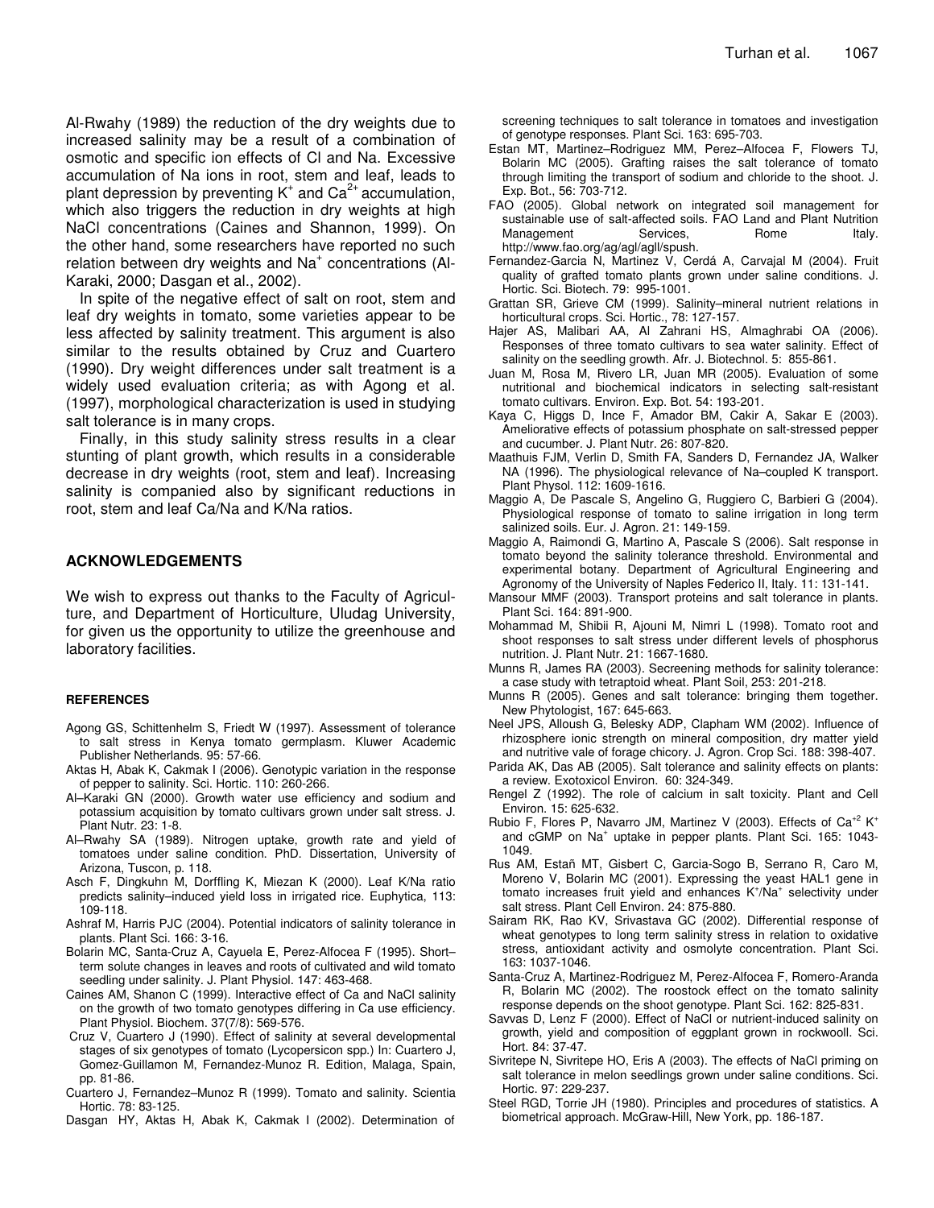Al-Rwahy (1989) the reduction of the dry weights due to increased salinity may be a result of a combination of osmotic and specific ion effects of Cl and Na. Excessive accumulation of Na ions in root, stem and leaf, leads to plant depression by preventing $K^+$ and $Ca^{2+}$ accumulation, which also triggers the reduction in dry weights at high NaCl concentrations (Caines and Shannon, 1999). On the other hand, some researchers have reported no such relation between dry weights and $Na^+$ concentrations (Al-Karaki, 2000; Dasgan et al., 2002).

In spite of the negative effect of salt on root, stem and leaf dry weights in tomato, some varieties appear to be less affected by salinity treatment. This argument is also similar to the results obtained by Cruz and Cuartero (1990). Dry weight differences under salt treatment is a widely used evaluation criteria; as with Agong et al. (1997), morphological characterization is used in studying salt tolerance is in many crops.

Finally, in this study salinity stress results in a clear stunting of plant growth, which results in a considerable decrease in dry weights (root, stem and leaf). Increasing salinity is companied also by significant reductions in root, stem and leaf Ca/Na and K/Na ratios.

## ACKNOWLEDGEMENTS

We wish to express out thanks to the Faculty of Agriculture, and Department of Horticulture, Uludag University, for given us the opportunity to utilize the greenhouse and laboratory facilities.

### REFERENCES

Agong GS, Schittenhelm S, Friedt W (1997). Assessment of tolerance to salt stress in Kenya tomato germplasm. Kluwer Academic Publisher Netherlands. 95: 57-66.

Aktas H, Abak K, Cakmak I (2006). Genotypic variation in the response of pepper to salinity. Sci. Hortic. 110: 260-266.

Al–Karaki GN (2000). Growth water use efficiency and sodium and potassium acquisition by tomato cultivars grown under salt stress. J. Plant Nutr. 23: 1-8.

Al–Rwahy SA (1989). Nitrogen uptake, growth rate and yield of tomatoes under saline condition. PhD. Dissertation, University of Arizona, Tuscon, p. 118.

Asch F, Dingkuhn M, Dorffling K, Miezan K (2000). Leaf K/Na ratio predicts salinity–induced yield loss in irrigated rice. Euphytica, 113: 109-118.

Ashraf M, Harris PJC (2004). Potential indicators of salinity tolerance in plants. Plant Sci. 166: 3-16.

Bolarin MC, Santa-Cruz A, Cayuela E, Perez-Alfocea F (1995). Short–term solute changes in leaves and roots of cultivated and wild tomato seedling under salinity. J. Plant Physiol. 147: 463-468.

Caines AM, Shanon C (1999). Interactive effect of Ca and NaCl salinity on the growth of two tomato genotypes differing in Ca use efficiency. Plant Physiol. Biochem. 37(7/8): 569-576.

Cruz V, Cuartero J (1990). Effect of salinity at several developmental stages of six genotypes of tomato (Lycopersicon spp.) In: Cuartero J, Gomez-Guillamon M, Fernandez-Munoz R. Edition, Malaga, Spain, pp. 81-86.

Cuartero J, Fernandez–Munoz R (1999). Tomato and salinity. Scientia Hortic. 78: 83-125.

Dasgan HY, Aktas H, Abak K, Cakmak I (2002). Determination of screening techniques to salt tolerance in tomatoes and investigation of genotype responses. Plant Sci. 163: 695-703.

Estan MT, Martinez–Rodriguez MM, Perez–Alfocea F, Flowers TJ, Bolarin MC (2005). Grafting raises the salt tolerance of tomato through limiting the transport of sodium and chloride to the shoot. J. Exp. Bot., 56: 703-712.

FAO (2005). Global network on integrated soil management for sustainable use of salt-affected soils. FAO Land and Plant Nutrition Management Services, Rome Italy. http://www.fao.org/ag/agl/agll/spush.

Fernandez-Garcia N, Martinez V, Cerdá A, Carvajal M (2004). Fruit quality of grafted tomato plants grown under saline conditions. J. Hortic. Sci. Biotech. 79: 995-1001.

Grattan SR, Grieve CM (1999). Salinity–mineral nutrient relations in horticultural crops. Sci. Hortic., 78: 127-157.

Hajer AS, Malibari AA, Al Zahrani HS, Almaghrabi OA (2006). Responses of three tomato cultivars to sea water salinity. Effect of salinity on the seedling growth. Afr. J. Biotechnol. 5: 855-861.

Juan M, Rosa M, Rivero LR, Juan MR (2005). Evaluation of some nutritional and biochemical indicators in selecting salt-resistant tomato cultivars. Environ. Exp. Bot. 54: 193-201.

Kaya C, Higgs D, Ince F, Amador BM, Cakir A, Sakar E (2003). Ameliorative effects of potassium phosphate on salt-stressed pepper and cucumber. J. Plant Nutr. 26: 807-820.

Maathuis FJM, Verlin D, Smith FA, Sanders D, Fernandez JA, Walker NA (1996). The physiological relevance of Na–coupled K transport. Plant Physol. 112: 1609-1616.

Maggio A, De Pascale S, Angelino G, Ruggiero C, Barbieri G (2004). Physiological response of tomato to saline irrigation in long term salinized soils. Eur. J. Agron. 21: 149-159.

Maggio A, Raimondi G, Martino A, Pascale S (2006). Salt response in tomato beyond the salinity tolerance threshold. Environmental and experimental botany. Department of Agricultural Engineering and Agronomy of the University of Naples Federico II, Italy. 11: 131-141.

Mansour MMF (2003). Transport proteins and salt tolerance in plants. Plant Sci. 164: 891-900.

Mohammad M, Shibii R, Ajouni M, Nimri L (1998). Tomato root and shoot responses to salt stress under different levels of phosphorus nutrition. J. Plant Nutr. 21: 1667-1680.

Munns R, James RA (2003). Secreening methods for salinity tolerance: a case study with tetraptoid wheat. Plant Soil, 253: 201-218.

Munns R (2005). Genes and salt tolerance: bringing them together. New Phytologist, 167: 645-663.

Neel JPS, Alloush G, Belesky ADP, Clapham WM (2002). Influence of rhizosphere ionic strength on mineral composition, dry matter yield and nutritive vale of forage chicory. J. Agron. Crop Sci. 188: 398-407.

Parida AK, Das AB (2005). Salt tolerance and salinity effects on plants: a review. Exotoxicol Environ. 60: 324-349.

Rengel Z (1992). The role of calcium in salt toxicity. Plant and Cell Environ. 15: 625-632.

Rubio F, Flores P, Navarro JM, Martinez V (2003). Effects of $Ca^{+2}$ $K^+$ and cGMP on $Na^+$ uptake in pepper plants. Plant Sci. 165: 1043-1049.

Rus AM, Estañ MT, Gisbert C, Garcia-Sogo B, Serrano R, Caro M, Moreno V, Bolarin MC (2001). Expressing the yeast HAL1 gene in tomato increases fruit yield and enhances $K^+/Na^+$ selectivity under salt stress. Plant Cell Environ. 24: 875-880.

Sairam RK, Rao KV, Srivastava GC (2002). Differential response of wheat genotypes to long term salinity stress in relation to oxidative stress, antioxidant activity and osmolyte concentration. Plant Sci. 163: 1037-1046.

Santa-Cruz A, Martinez-Rodriguez M, Perez-Alfocea F, Romero-Aranda R, Bolarin MC (2002). The roostock effect on the tomato salinity response depends on the shoot genotype. Plant Sci. 162: 825-831.

Savvas D, Lenz F (2000). Effect of NaCl or nutrient-induced salinity on growth, yield and composition of eggplant grown in rockwooll. Sci. Hort. 84: 37-47.

Sivritepe N, Sivritepe HO, Eris A (2003). The effects of NaCl priming on salt tolerance in melon seedlings grown under saline conditions. Sci. Hortic. 97: 229-237.

Steel RGD, Torrie JH (1980). Principles and procedures of statistics. A biometrical approach. McGraw-Hill, New York, pp. 186-187.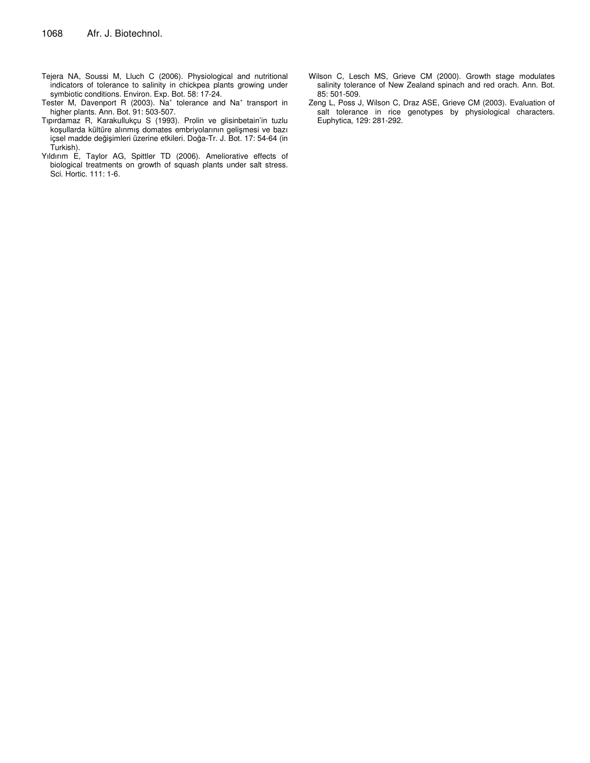Tejera NA, Soussi M, Lluch C (2006). Physiological and nutritional indicators of tolerance to salinity in chickpea plants growing under symbiotic conditions. Environ. Exp. Bot. 58: 17-24.

Tester M, Davenport R (2003). $Na^+$ tolerance and $Na^+$ transport in higher plants. Ann. Bot. 91: 503-507.

Tıpırdamaz R, Karakullukçu S (1993). Prolin ve glisinbetain'in tuzlu koşullarda kültüre alınmış domates embriyolarının gelişmesi ve bazı içsel madde değişimleri üzerine etkileri. Doğa-Tr. J. Bot. 17: 54-64 (in Turkish).

Yıldırım E, Taylor AG, Spittler TD (2006). Ameliorative effects of biological treatments on growth of squash plants under salt stress. Sci. Hortic. 111: 1-6.

Wilson C, Lesch MS, Grieve CM (2000). Growth stage modulates salinity tolerance of New Zealand spinach and red orach. Ann. Bot. 85: 501-509.

Zeng L, Poss J, Wilson C, Draz ASE, Grieve CM (2003). Evaluation of salt tolerance in rice genotypes by physiological characters. Euphytica, 129: 281-292.